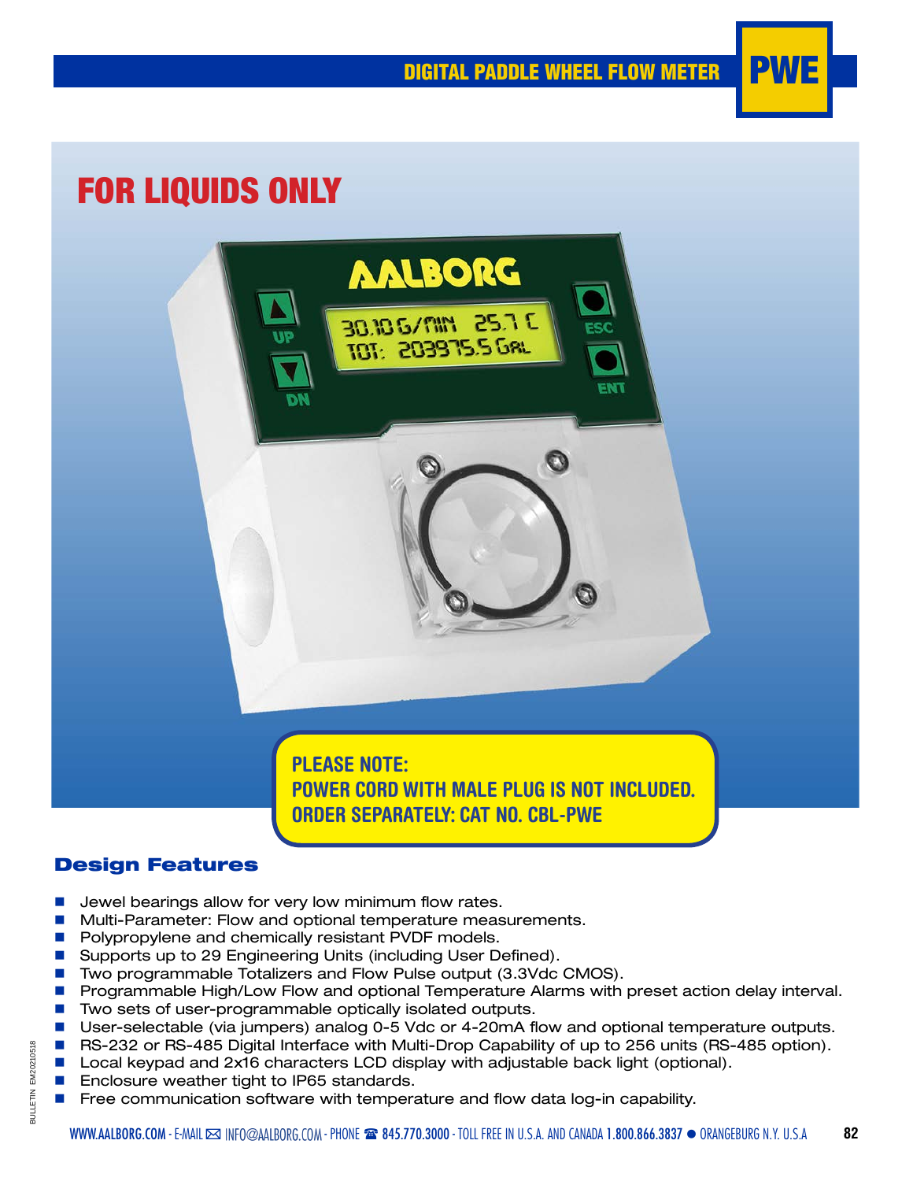# DIGITAL PADDLE WHEEL FLOW METER PWE

## FOR LIQUIDS ONLY

**PLEASE NOTE:**
**POWER CORD WITH MALE PLUG IS NOT INCLUDED.**
**ORDER SEPARATELY: CAT NO. CBL-PWE**

### Design Features

- Jewel bearings allow for very low minimum flow rates.
- Multi-Parameter: Flow and optional temperature measurements.
- Polypropylene and chemically resistant PVDF models.
- Supports up to 29 Engineering Units (including User Defined).
- Two programmable Totalizers and Flow Pulse output (3.3Vdc CMOS).
- Programmable High/Low Flow and optional Temperature Alarms with preset action delay interval.
- Two sets of user-programmable optically isolated outputs.
- User-selectable (via jumpers) analog 0-5 Vdc or 4-20mA flow and optional temperature outputs.
- RS-232 or RS-485 Digital Interface with Multi-Drop Capability of up to 256 units (RS-485 option).
- Local keypad and 2x16 characters LCD display with adjustable back light (optional).
- Enclosure weather tight to IP65 standards.
- Free communication software with temperature and flow data log-in capability.

BULLETIN EM20210518

WWW.AALBORG.COM - E-MAIL INFO@AALBORG.COM - PHONE 845.770.3000 - TOLL FREE IN U.S.A. AND CANADA 1.800.866.3837 ● ORANGEBURG N.Y. U.S.A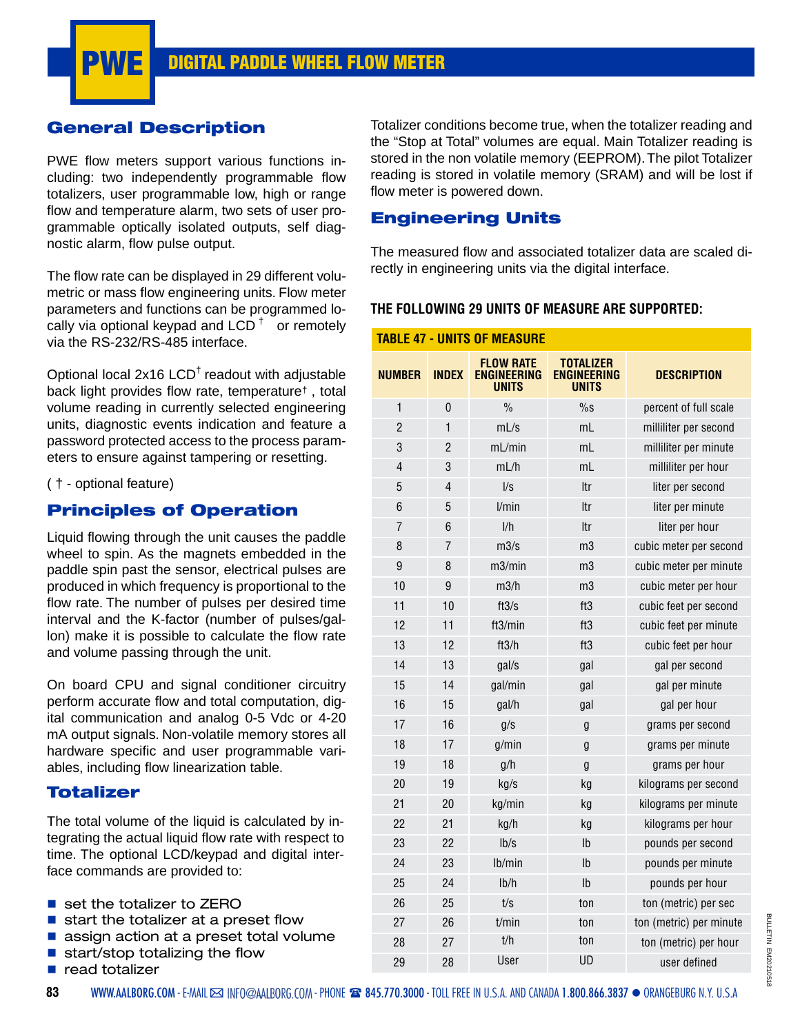# PWE DIGITAL PADDLE WHEEL FLOW METER

## General Description

PWE flow meters support various functions including: two independently programmable flow totalizers, user programmable low, high or range flow and temperature alarm, two sets of user programmable optically isolated outputs, self diagnostic alarm, flow pulse output.

The flow rate can be displayed in 29 different volumetric or mass flow engineering units. Flow meter parameters and functions can be programmed locally via optional keypad and LCD † or remotely via the RS-232/RS-485 interface.

Optional local 2x16 LCD† readout with adjustable back light provides flow rate, temperature† , total volume reading in currently selected engineering units, diagnostic events indication and feature a password protected access to the process parameters to ensure against tampering or resetting.

( † - optional feature)

## Principles of Operation

Liquid flowing through the unit causes the paddle wheel to spin. As the magnets embedded in the paddle spin past the sensor, electrical pulses are produced in which frequency is proportional to the flow rate. The number of pulses per desired time interval and the K-factor (number of pulses/gallon) make it is possible to calculate the flow rate and volume passing through the unit.

On board CPU and signal conditioner circuitry perform accurate flow and total computation, digital communication and analog 0-5 Vdc or 4-20 mA output signals. Non-volatile memory stores all hardware specific and user programmable variables, including flow linearization table.

## Totalizer

The total volume of the liquid is calculated by integrating the actual liquid flow rate with respect to time. The optional LCD/keypad and digital interface commands are provided to:

- set the totalizer to ZERO
- start the totalizer at a preset flow
- assign action at a preset total volume
- start/stop totalizing the flow
- read totalizer

Totalizer conditions become true, when the totalizer reading and the "Stop at Total" volumes are equal. Main Totalizer reading is stored in the non volatile memory (EEPROM). The pilot Totalizer reading is stored in volatile memory (SRAM) and will be lost if flow meter is powered down.

## Engineering Units

The measured flow and associated totalizer data are scaled directly in engineering units via the digital interface.

**THE FOLLOWING 29 UNITS OF MEASURE ARE SUPPORTED:**

**TABLE 47 - UNITS OF MEASURE**

| NUMBER | INDEX | FLOW RATE ENGINEERING UNITS | TOTALIZER ENGINEERING UNITS | DESCRIPTION |
|---|---|---|---|---|
| 1 | 0 | % | %s | percent of full scale |
| 2 | 1 | mL/s | mL | milliliter per second |
| 3 | 2 | mL/min | mL | milliliter per minute |
| 4 | 3 | mL/h | mL | milliliter per hour |
| 5 | 4 | l/s | ltr | liter per second |
| 6 | 5 | l/min | ltr | liter per minute |
| 7 | 6 | l/h | ltr | liter per hour |
| 8 | 7 | m3/s | m3 | cubic meter per second |
| 9 | 8 | m3/min | m3 | cubic meter per minute |
| 10 | 9 | m3/h | m3 | cubic meter per hour |
| 11 | 10 | ft3/s | ft3 | cubic feet per second |
| 12 | 11 | ft3/min | ft3 | cubic feet per minute |
| 13 | 12 | ft3/h | ft3 | cubic feet per hour |
| 14 | 13 | gal/s | gal | gal per second |
| 15 | 14 | gal/min | gal | gal per minute |
| 16 | 15 | gal/h | gal | gal per hour |
| 17 | 16 | g/s | g | grams per second |
| 18 | 17 | g/min | g | grams per minute |
| 19 | 18 | g/h | g | grams per hour |
| 20 | 19 | kg/s | kg | kilograms per second |
| 21 | 20 | kg/min | kg | kilograms per minute |
| 22 | 21 | kg/h | kg | kilograms per hour |
| 23 | 22 | lb/s | lb | pounds per second |
| 24 | 23 | lb/min | lb | pounds per minute |
| 25 | 24 | lb/h | lb | pounds per hour |
| 26 | 25 | t/s | ton | ton (metric) per sec |
| 27 | 26 | t/min | ton | ton (metric) per minute |
| 28 | 27 | t/h | ton | ton (metric) per hour |
| 29 | 28 | User | UD | user defined |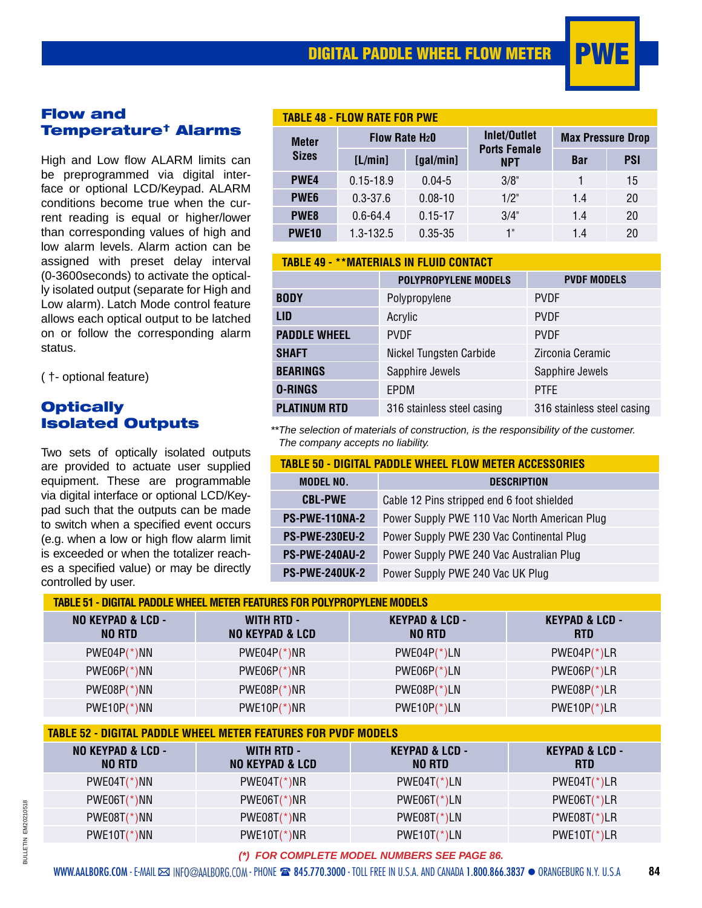## Flow and Temperature† Alarms

High and Low flow ALARM limits can be preprogrammed via digital interface or optional LCD/Keypad. ALARM conditions become true when the current reading is equal or higher/lower than corresponding values of high and low alarm levels. Alarm action can be assigned with preset delay interval (0-3600seconds) to activate the optically isolated output (separate for High and Low alarm). Latch Mode control feature allows each optical output to be latched on or follow the corresponding alarm status.

( †- optional feature)

## Optically Isolated Outputs

Two sets of optically isolated outputs are provided to actuate user supplied equipment. These are programmable via digital interface or optional LCD/Keypad such that the outputs can be made to switch when a specified event occurs (e.g. when a low or high flow alarm limit is exceeded or when the totalizer reaches a specified value) or may be directly controlled by user.

**TABLE 48 - FLOW RATE FOR PWE**

| Meter Sizes | Flow Rate $H_2O$ | | Inlet/Outlet Ports Female NPT | Max Pressure Drop | |
|---|---|---|---|---|---|
| | [L/min] | [gal/min] | | Bar | PSI |
| PWE4 | 0.15-18.9 | 0.04-5 | 3/8" | 1 | 15 |
| PWE6 | 0.3-37.6 | 0.08-10 | 1/2" | 1.4 | 20 |
| PWE8 | 0.6-64.4 | 0.15-17 | 3/4" | 1.4 | 20 |
| PWE10 | 1.3-132.5 | 0.35-35 | 1" | 1.4 | 20 |

**TABLE 49 - **MATERIALS IN FLUID CONTACT**

| | POLYPROPYLENE MODELS | PVDF MODELS |
|---|---|---|
| BODY | Polypropylene | PVDF |
| LID | Acrylic | PVDF |
| PADDLE WHEEL | PVDF | PVDF |
| SHAFT | Nickel Tungsten Carbide | Zirconia Ceramic |
| BEARINGS | Sapphire Jewels | Sapphire Jewels |
| O-RINGS | EPDM | PTFE |
| PLATINUM RTD | 316 stainless steel casing | 316 stainless steel casing |

*\*\*The selection of materials of construction, is the responsibility of the customer. The company accepts no liability.*

**TABLE 50 - DIGITAL PADDLE WHEEL FLOW METER ACCESSORIES**

| MODEL NO. | DESCRIPTION |
|---|---|
| CBL-PWE | Cable 12 Pins stripped end 6 foot shielded |
| PS-PWE-110NA-2 | Power Supply PWE 110 Vac North American Plug |
| PS-PWE-230EU-2 | Power Supply PWE 230 Vac Continental Plug |
| PS-PWE-240AU-2 | Power Supply PWE 240 Vac Australian Plug |
| PS-PWE-240UK-2 | Power Supply PWE 240 Vac UK Plug |

**TABLE 51 - DIGITAL PADDLE WHEEL METER FEATURES FOR POLYPROPYLENE MODELS**

| NO KEYPAD & LCD - NO RTD | WITH RTD - NO KEYPAD & LCD | KEYPAD & LCD - NO RTD | KEYPAD & LCD - RTD |
|---|---|---|---|
| PWE04P(*)NN | PWE04P(*)NR | PWE04P(*)LN | PWE04P(*)LR |
| PWE06P(*)NN | PWE06P(*)NR | PWE06P(*)LN | PWE06P(*)LR |
| PWE08P(*)NN | PWE08P(*)NR | PWE08P(*)LN | PWE08P(*)LR |
| PWE10P(*)NN | PWE10P(*)NR | PWE10P(*)LN | PWE10P(*)LR |

**TABLE 52 - DIGITAL PADDLE WHEEL METER FEATURES FOR PVDF MODELS**

| NO KEYPAD & LCD - NO RTD | WITH RTD - NO KEYPAD & LCD | KEYPAD & LCD - NO RTD | KEYPAD & LCD - RTD |
|---|---|---|---|
| PWE04T(*)NN | PWE04T(*)NR | PWE04T(*)LN | PWE04T(*)LR |
| PWE06T(*)NN | PWE06T(*)NR | PWE06T(*)LN | PWE06T(*)LR |
| PWE08T(*)NN | PWE08T(*)NR | PWE08T(*)LN | PWE08T(*)LR |
| PWE10T(*)NN | PWE10T(*)NR | PWE10T(*)LN | PWE10T(*)LR |

***(\*) FOR COMPLETE MODEL NUMBERS SEE PAGE 86.***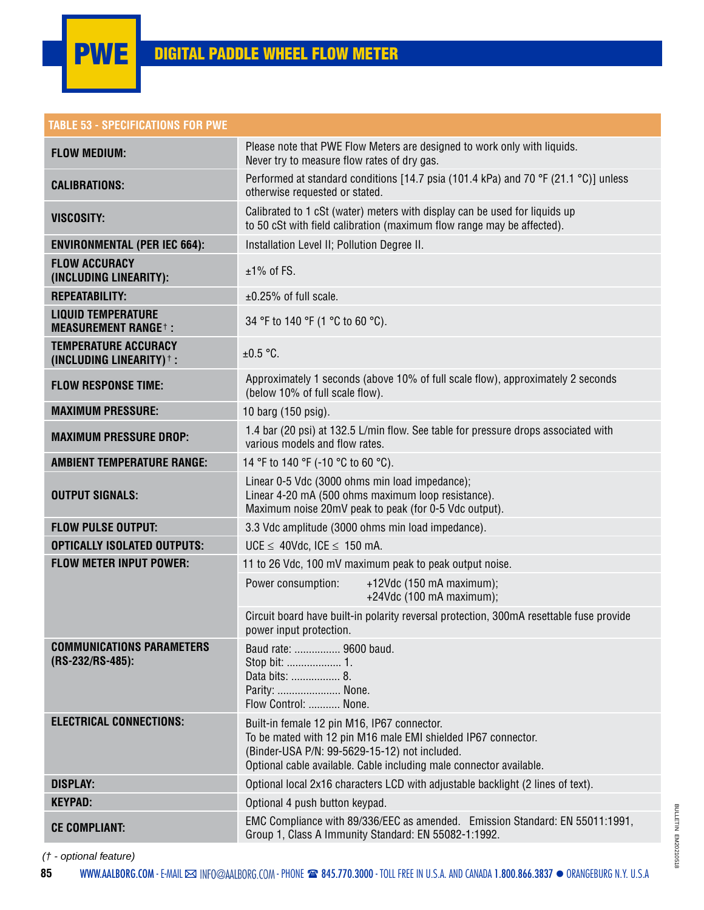# PWE DIGITAL PADDLE WHEEL FLOW METER

| TABLE 53 - SPECIFICATIONS FOR PWE | |
|---|---|
| **FLOW MEDIUM:** | Please note that PWE Flow Meters are designed to work only with liquids. Never try to measure flow rates of dry gas. |
| **CALIBRATIONS:** | Performed at standard conditions [14.7 psia (101.4 kPa) and 70 °F (21.1 °C)] unless otherwise requested or stated. |
| **VISCOSITY:** | Calibrated to 1 cSt (water) meters with display can be used for liquids up to 50 cSt with field calibration (maximum flow range may be affected). |
| **ENVIRONMENTAL (PER IEC 664):** | Installation Level II; Pollution Degree II. |
| **FLOW ACCURACY (INCLUDING LINEARITY):** | ±1% of FS. |
| **REPEATABILITY:** | ±0.25% of full scale. |
| **LIQUID TEMPERATURE MEASUREMENT RANGE† :** | 34 °F to 140 °F (1 °C to 60 °C). |
| **TEMPERATURE ACCURACY (INCLUDING LINEARITY)† :** | ±0.5 °C. |
| **FLOW RESPONSE TIME:** | Approximately 1 seconds (above 10% of full scale flow), approximately 2 seconds (below 10% of full scale flow). |
| **MAXIMUM PRESSURE:** | 10 barg (150 psig). |
| **MAXIMUM PRESSURE DROP:** | 1.4 bar (20 psi) at 132.5 L/min flow. See table for pressure drops associated with various models and flow rates. |
| **AMBIENT TEMPERATURE RANGE:** | 14 °F to 140 °F (-10 °C to 60 °C). |
| **OUTPUT SIGNALS:** | Linear 0-5 Vdc (3000 ohms min load impedance); Linear 4-20 mA (500 ohms maximum loop resistance). Maximum noise 20mV peak to peak (for 0-5 Vdc output). |
| **FLOW PULSE OUTPUT:** | 3.3 Vdc amplitude (3000 ohms min load impedance). |
| **OPTICALLY ISOLATED OUTPUTS:** | UCE ≤ 40Vdc, ICE ≤ 150 mA. |
| **FLOW METER INPUT POWER:** | 11 to 26 Vdc, 100 mV maximum peak to peak output noise. |
| | Power consumption: +12Vdc (150 mA maximum); +24Vdc (100 mA maximum); |
| | Circuit board have built-in polarity reversal protection, 300mA resettable fuse provide power input protection. |
| **COMMUNICATIONS PARAMETERS (RS-232/RS-485):** | Baud rate: ................ 9600 baud.<br>Stop bit: .................. 1.<br>Data bits: ................ 8.<br>Parity: ...................... None.<br>Flow Control: ........... None. |
| **ELECTRICAL CONNECTIONS:** | Built-in female 12 pin M16, IP67 connector. To be mated with 12 pin M16 male EMI shielded IP67 connector. (Binder-USA P/N: 99-5629-15-12) not included. Optional cable available. Cable including male connector available. |
| **DISPLAY:** | Optional local 2x16 characters LCD with adjustable backlight (2 lines of text). |
| **KEYPAD:** | Optional 4 push button keypad. |
| **CE COMPLIANT:** | EMC Compliance with 89/336/EEC as amended. Emission Standard: EN 55011:1991, Group 1, Class A Immunity Standard: EN 55082-1:1992. |

*(† - optional feature)*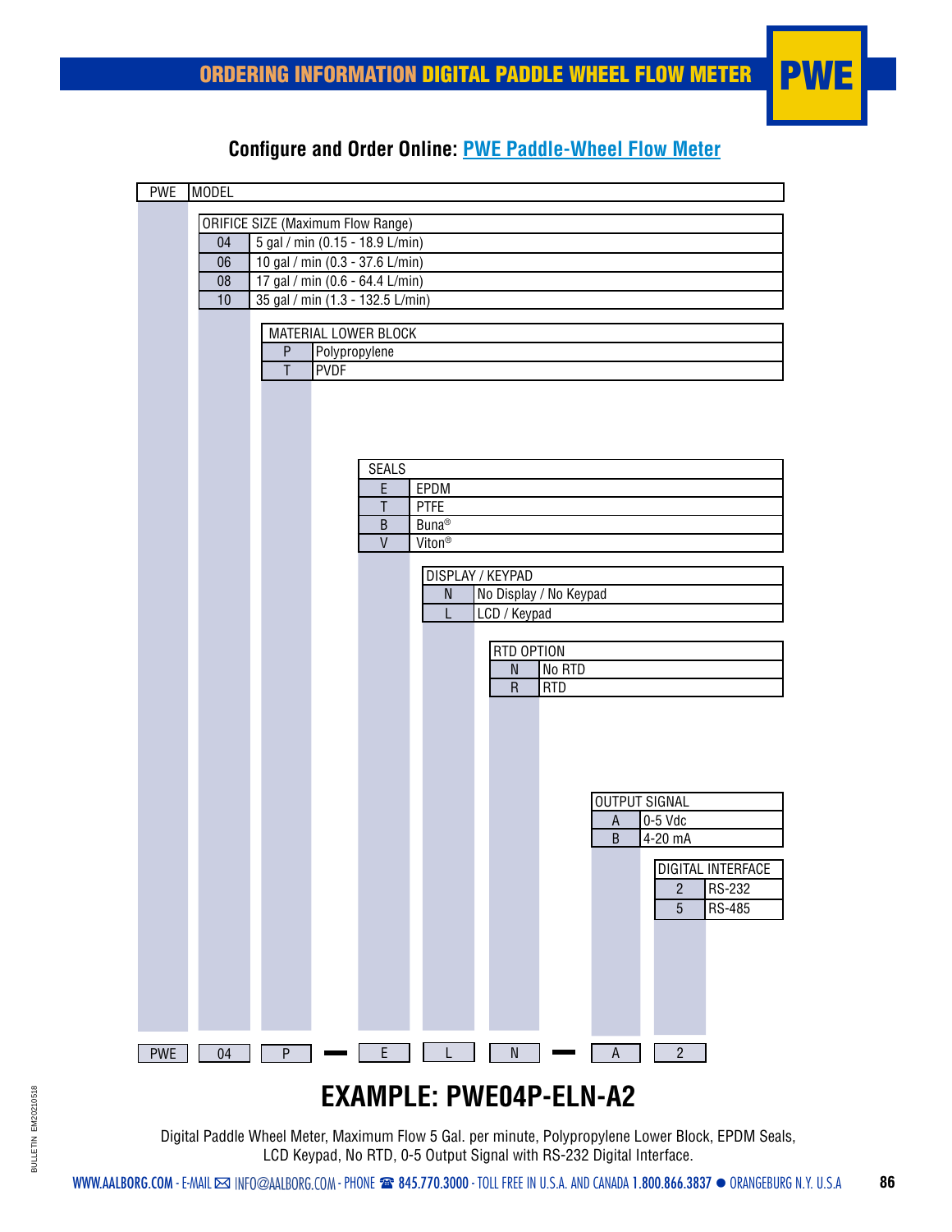# ORDERING INFORMATION DIGITAL PADDLE WHEEL FLOW METER

**PWE**

**Configure and Order Online: PWE Paddle-Wheel Flow Meter**

| | |
|---|---|
| PWE | MODEL |

**ORIFICE SIZE (Maximum Flow Range)**

| | |
|---|---|
| 04 | 5 gal / min (0.15 - 18.9 L/min) |
| 06 | 10 gal / min (0.3 - 37.6 L/min) |
| 08 | 17 gal / min (0.6 - 64.4 L/min) |
| 10 | 35 gal / min (1.3 - 132.5 L/min) |

**MATERIAL LOWER BLOCK**

| | |
|---|---|
| P | Polypropylene |
| T | PVDF |

**SEALS**

| | |
|---|---|
| E | EPDM |
| T | PTFE |
| B | Buna® |
| V | Viton® |

**DISPLAY / KEYPAD**

| | |
|---|---|
| N | No Display / No Keypad |
| L | LCD / Keypad |

**RTD OPTION**

| | |
|---|---|
| N | No RTD |
| R | RTD |

**OUTPUT SIGNAL**

| | |
|---|---|
| A | 0-5 Vdc |
| B | 4-20 mA |

**DIGITAL INTERFACE**

| | |
|---|---|
| 2 | RS-232 |
| 5 | RS-485 |

PWE | 04 | P — E | L | N — A | 2

## EXAMPLE: PWE04P-ELN-A2

Digital Paddle Wheel Meter, Maximum Flow 5 Gal. per minute, Polypropylene Lower Block, EPDM Seals, LCD Keypad, No RTD, 0-5 Output Signal with RS-232 Digital Interface.

BULLETIN EM20210518

WWW.AALBORG.COM - E-MAIL INFO@AALBORG.COM - PHONE 845.770.3000 - TOLL FREE IN U.S.A. AND CANADA 1.800.866.3837 ● ORANGEBURG N.Y. U.S.A